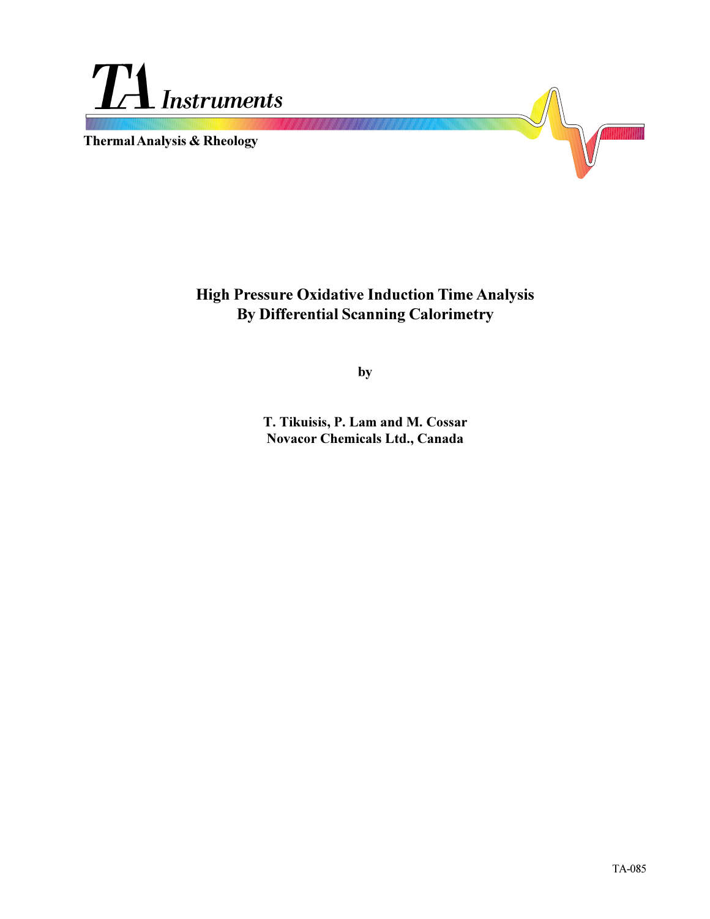TA Instruments

Thermal Analysis & Rheology

# High Pressure Oxidative Induction Time Analysis By Differential Scanning Calorimetry

by

**T. Tikuisis, P. Lam and M. Cossar**
**Novacor Chemicals Ltd., Canada**

TA-085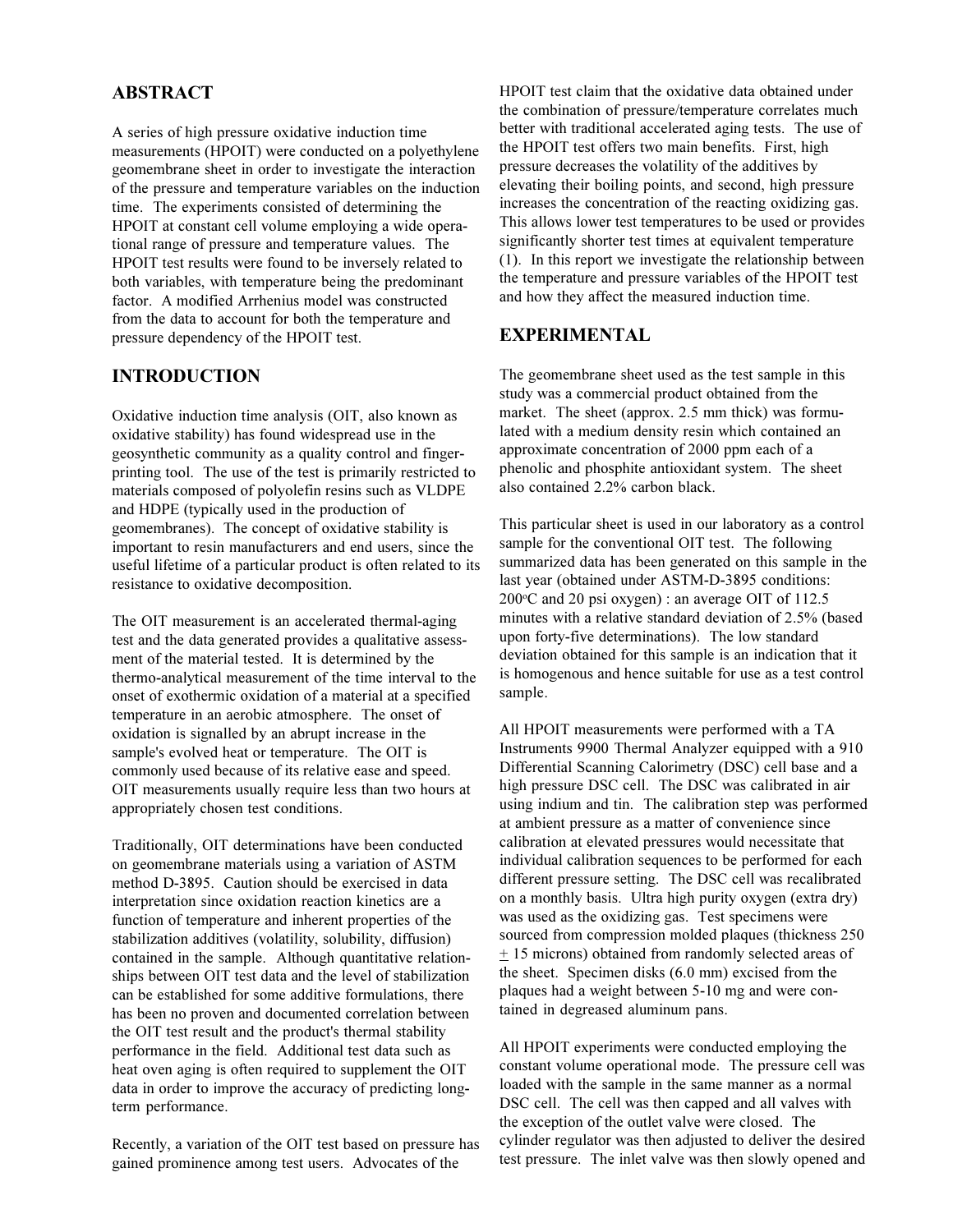## ABSTRACT

A series of high pressure oxidative induction time measurements (HPOIT) were conducted on a polyethylene geomembrane sheet in order to investigate the interaction of the pressure and temperature variables on the induction time. The experiments consisted of determining the HPOIT at constant cell volume employing a wide operational range of pressure and temperature values. The HPOIT test results were found to be inversely related to both variables, with temperature being the predominant factor. A modified Arrhenius model was constructed from the data to account for both the temperature and pressure dependency of the HPOIT test.

## INTRODUCTION

Oxidative induction time analysis (OIT, also known as oxidative stability) has found widespread use in the geosynthetic community as a quality control and fingerprinting tool. The use of the test is primarily restricted to materials composed of polyolefin resins such as VLDPE and HDPE (typically used in the production of geomembranes). The concept of oxidative stability is important to resin manufacturers and end users, since the useful lifetime of a particular product is often related to its resistance to oxidative decomposition.

The OIT measurement is an accelerated thermal-aging test and the data generated provides a qualitative assessment of the material tested. It is determined by the thermo-analytical measurement of the time interval to the onset of exothermic oxidation of a material at a specified temperature in an aerobic atmosphere. The onset of oxidation is signalled by an abrupt increase in the sample's evolved heat or temperature. The OIT is commonly used because of its relative ease and speed. OIT measurements usually require less than two hours at appropriately chosen test conditions.

Traditionally, OIT determinations have been conducted on geomembrane materials using a variation of ASTM method D-3895. Caution should be exercised in data interpretation since oxidation reaction kinetics are a function of temperature and inherent properties of the stabilization additives (volatility, solubility, diffusion) contained in the sample. Although quantitative relationships between OIT test data and the level of stabilization can be established for some additive formulations, there has been no proven and documented correlation between the OIT test result and the product's thermal stability performance in the field. Additional test data such as heat oven aging is often required to supplement the OIT data in order to improve the accuracy of predicting long-term performance.

Recently, a variation of the OIT test based on pressure has gained prominence among test users. Advocates of the HPOIT test claim that the oxidative data obtained under the combination of pressure/temperature correlates much better with traditional accelerated aging tests. The use of the HPOIT test offers two main benefits. First, high pressure decreases the volatility of the additives by elevating their boiling points, and second, high pressure increases the concentration of the reacting oxidizing gas. This allows lower test temperatures to be used or provides significantly shorter test times at equivalent temperature (1). In this report we investigate the relationship between the temperature and pressure variables of the HPOIT test and how they affect the measured induction time.

## EXPERIMENTAL

The geomembrane sheet used as the test sample in this study was a commercial product obtained from the market. The sheet (approx. 2.5 mm thick) was formulated with a medium density resin which contained an approximate concentration of 2000 ppm each of a phenolic and phosphite antioxidant system. The sheet also contained 2.2% carbon black.

This particular sheet is used in our laboratory as a control sample for the conventional OIT test. The following summarized data has been generated on this sample in the last year (obtained under ASTM-D-3895 conditions: 200°C and 20 psi oxygen) : an average OIT of 112.5 minutes with a relative standard deviation of 2.5% (based upon forty-five determinations). The low standard deviation obtained for this sample is an indication that it is homogenous and hence suitable for use as a test control sample.

All HPOIT measurements were performed with a TA Instruments 9900 Thermal Analyzer equipped with a 910 Differential Scanning Calorimetry (DSC) cell base and a high pressure DSC cell. The DSC was calibrated in air using indium and tin. The calibration step was performed at ambient pressure as a matter of convenience since calibration at elevated pressures would necessitate that individual calibration sequences to be performed for each different pressure setting. The DSC cell was recalibrated on a monthly basis. Ultra high purity oxygen (extra dry) was used as the oxidizing gas. Test specimens were sourced from compression molded plaques (thickness 250 $\pm$ 15 microns) obtained from randomly selected areas of the sheet. Specimen disks (6.0 mm) excised from the plaques had a weight between 5-10 mg and were contained in degreased aluminum pans.

All HPOIT experiments were conducted employing the constant volume operational mode. The pressure cell was loaded with the sample in the same manner as a normal DSC cell. The cell was then capped and all valves with the exception of the outlet valve were closed. The cylinder regulator was then adjusted to deliver the desired test pressure. The inlet valve was then slowly opened and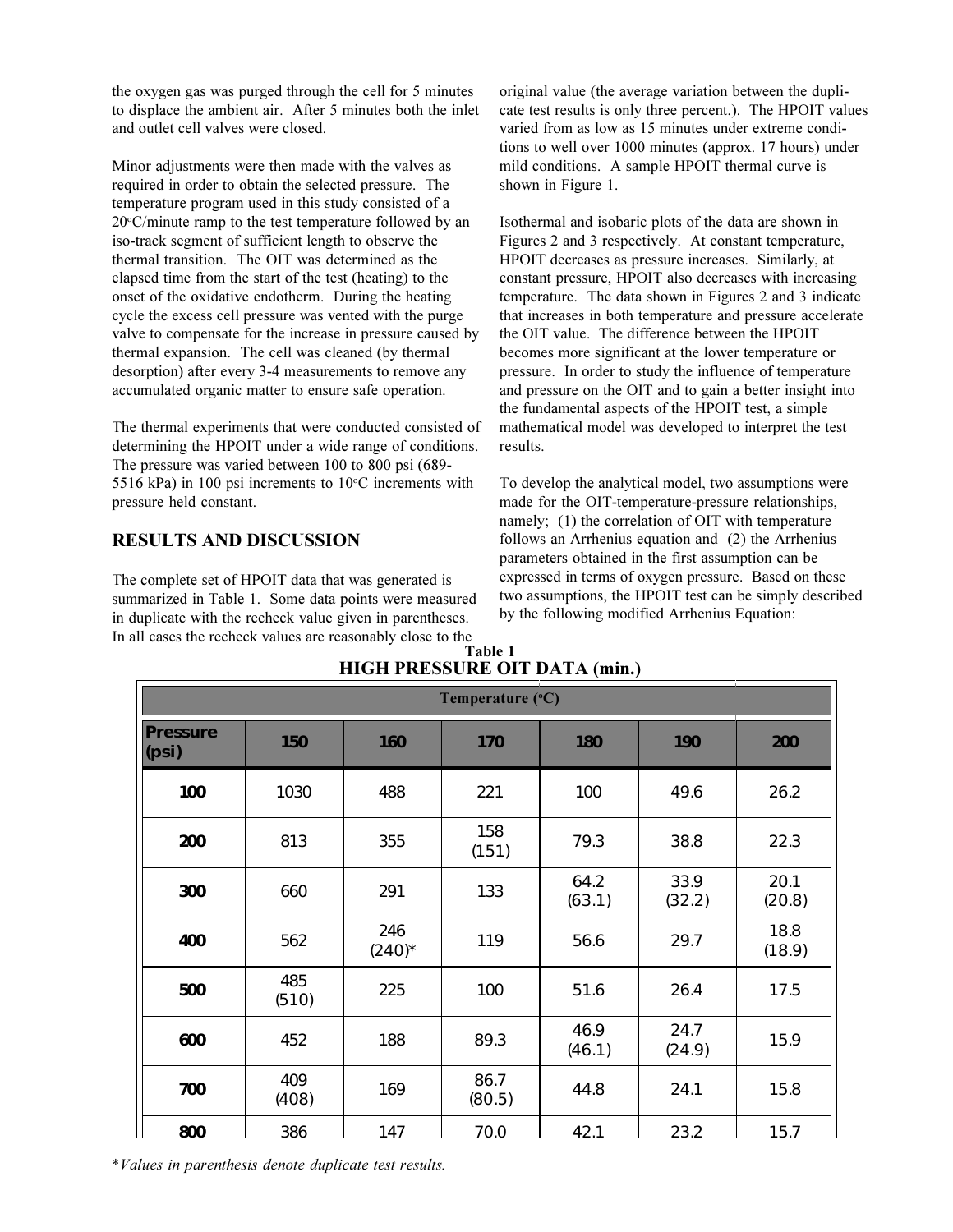the oxygen gas was purged through the cell for 5 minutes to displace the ambient air. After 5 minutes both the inlet and outlet cell valves were closed.

Minor adjustments were then made with the valves as required in order to obtain the selected pressure. The temperature program used in this study consisted of a 20°C/minute ramp to the test temperature followed by an iso-track segment of sufficient length to observe the thermal transition. The OIT was determined as the elapsed time from the start of the test (heating) to the onset of the oxidative endotherm. During the heating cycle the excess cell pressure was vented with the purge valve to compensate for the increase in pressure caused by thermal expansion. The cell was cleaned (by thermal desorption) after every 3-4 measurements to remove any accumulated organic matter to ensure safe operation.

The thermal experiments that were conducted consisted of determining the HPOIT under a wide range of conditions. The pressure was varied between 100 to 800 psi (689-5516 kPa) in 100 psi increments to 10°C increments with pressure held constant.

## RESULTS AND DISCUSSION

The complete set of HPOIT data that was generated is summarized in Table 1. Some data points were measured in duplicate with the recheck value given in parentheses. In all cases the recheck values are reasonably close to the original value (the average variation between the duplicate test results is only three percent.). The HPOIT values varied from as low as 15 minutes under extreme conditions to well over 1000 minutes (approx. 17 hours) under mild conditions. A sample HPOIT thermal curve is shown in Figure 1.

Isothermal and isobaric plots of the data are shown in Figures 2 and 3 respectively. At constant temperature, HPOIT decreases as pressure increases. Similarly, at constant pressure, HPOIT also decreases with increasing temperature. The data shown in Figures 2 and 3 indicate that increases in both temperature and pressure accelerate the OIT value. The difference between the HPOIT becomes more significant at the lower temperature or pressure. In order to study the influence of temperature and pressure on the OIT and to gain a better insight into the fundamental aspects of the HPOIT test, a simple mathematical model was developed to interpret the test results.

To develop the analytical model, two assumptions were made for the OIT-temperature-pressure relationships, namely; (1) the correlation of OIT with temperature follows an Arrhenius equation and (2) the Arrhenius parameters obtained in the first assumption can be expressed in terms of oxygen pressure. Based on these two assumptions, the HPOIT test can be simply described by the following modified Arrhenius Equation:

**Table 1**
**HIGH PRESSURE OIT DATA (min.)**

| | Temperature (°C) | | | | | |
|---|---|---|---|---|---|---|
| **Pressure (psi)** | **150** | **160** | **170** | **180** | **190** | **200** |
| **100** | 1030 | 488 | 221 | 100 | 49.6 | 26.2 |
| **200** | 813 | 355 | 158 (151) | 79.3 | 38.8 | 22.3 |
| **300** | 660 | 291 | 133 | 64.2 (63.1) | 33.9 (32.2) | 20.1 (20.8) |
| **400** | 562 | 246 (240)* | 119 | 56.6 | 29.7 | 18.8 (18.9) |
| **500** | 485 (510) | 225 | 100 | 51.6 | 26.4 | 17.5 |
| **600** | 452 | 188 | 89.3 | 46.9 (46.1) | 24.7 (24.9) | 15.9 |
| **700** | 409 (408) | 169 | 86.7 (80.5) | 44.8 | 24.1 | 15.8 |
| **800** | 386 | 147 | 70.0 | 42.1 | 23.2 | 15.7 |

**Values in parenthesis denote duplicate test results.*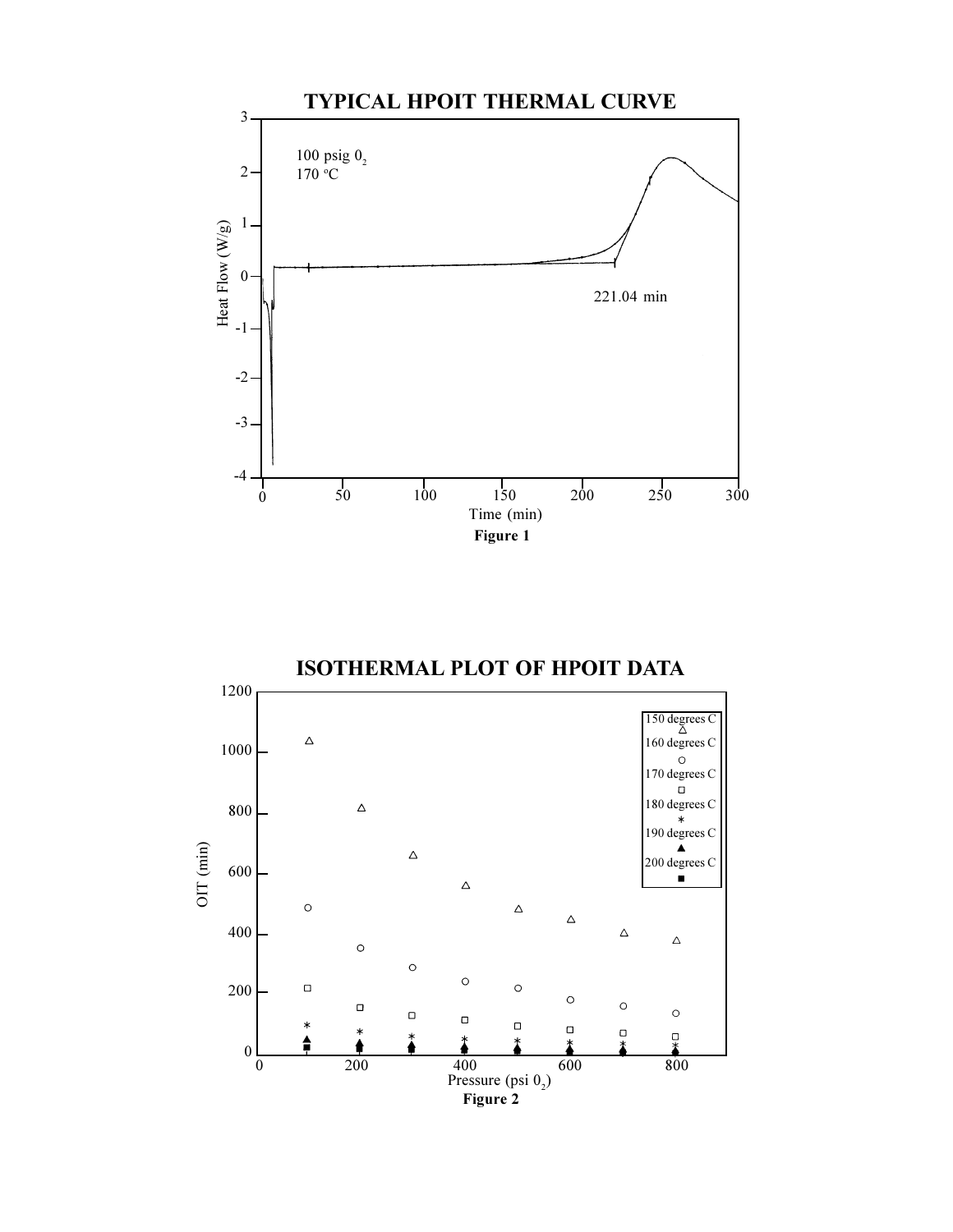**TYPICAL HPOIT THERMAL CURVE**

100 psig $0_2$
170 ºC

221.04 min

Heat Flow (W/g)

Time (min)

**Figure 1**

**ISOTHERMAL PLOT OF HPOIT DATA**

150 degrees C
160 degrees C
170 degrees C
180 degrees C
190 degrees C
200 degrees C

OIT (min)

Pressure (psi $0_2$)

**Figure 2**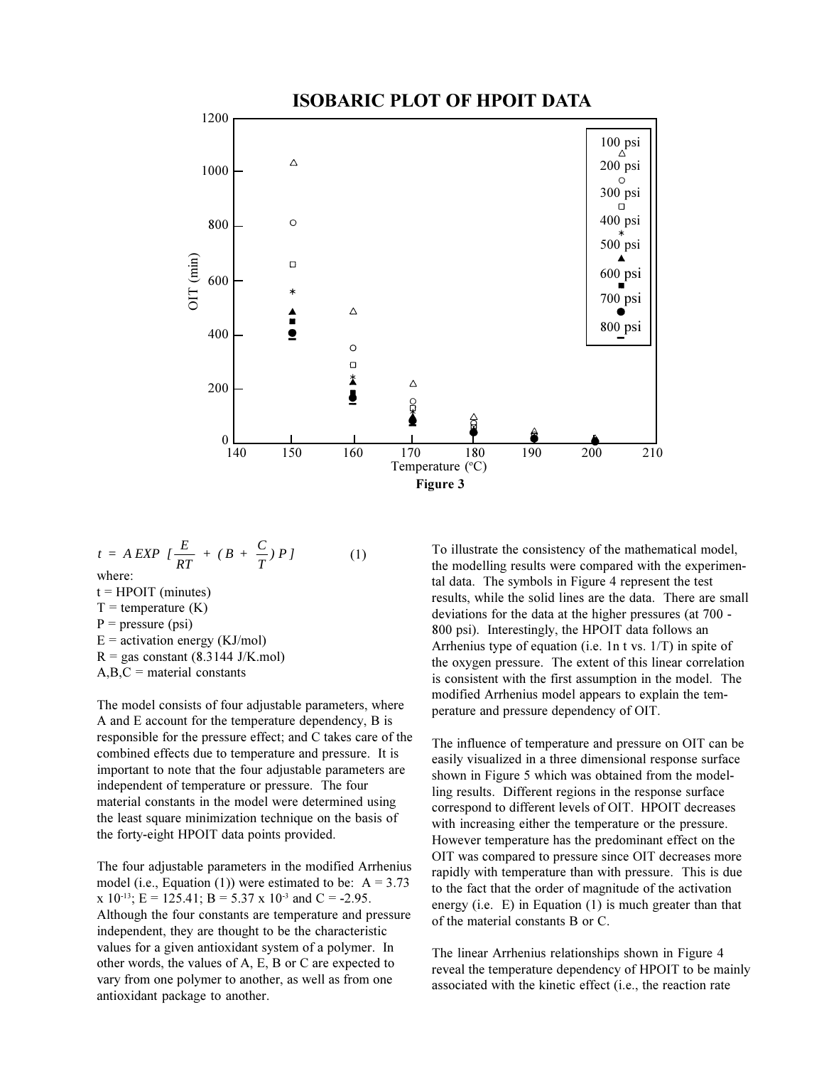Figure 3

$$t = A \, EXP \left[ \frac{E}{RT} + \left( B + \frac{C}{T} \right) P \right] \qquad (1)$$

where:
t = HPOIT (minutes)
T = temperature (K)
P = pressure (psi)
E = activation energy (KJ/mol)
R = gas constant (8.3144 J/K.mol)
A,B,C = material constants

The model consists of four adjustable parameters, where A and E account for the temperature dependency, B is responsible for the pressure effect; and C takes care of the combined effects due to temperature and pressure. It is important to note that the four adjustable parameters are independent of temperature or pressure. The four material constants in the model were determined using the least square minimization technique on the basis of the forty-eight HPOIT data points provided.

The four adjustable parameters in the modified Arrhenius model (i.e., Equation (1)) were estimated to be: $A = 3.73 \times 10^{-13}$; $E = 125.41$; $B = 5.37 \times 10^{-3}$ and $C = -2.95$. Although the four constants are temperature and pressure independent, they are thought to be the characteristic values for a given antioxidant system of a polymer. In other words, the values of A, E, B or C are expected to vary from one polymer to another, as well as from one antioxidant package to another.

To illustrate the consistency of the mathematical model, the modelling results were compared with the experimental data. The symbols in Figure 4 represent the test results, while the solid lines are the data. There are small deviations for the data at the higher pressures (at 700 - 800 psi). Interestingly, the HPOIT data follows an Arrhenius type of equation (i.e. 1n t vs. 1/T) in spite of the oxygen pressure. The extent of this linear correlation is consistent with the first assumption in the model. The modified Arrhenius model appears to explain the temperature and pressure dependency of OIT.

The influence of temperature and pressure on OIT can be easily visualized in a three dimensional response surface shown in Figure 5 which was obtained from the modelling results. Different regions in the response surface correspond to different levels of OIT. HPOIT decreases with increasing either the temperature or the pressure. However temperature has the predominant effect on the OIT was compared to pressure since OIT decreases more rapidly with temperature than with pressure. This is due to the fact that the order of magnitude of the activation energy (i.e. E) in Equation (1) is much greater than that of the material constants B or C.

The linear Arrhenius relationships shown in Figure 4 reveal the temperature dependency of HPOIT to be mainly associated with the kinetic effect (i.e., the reaction rate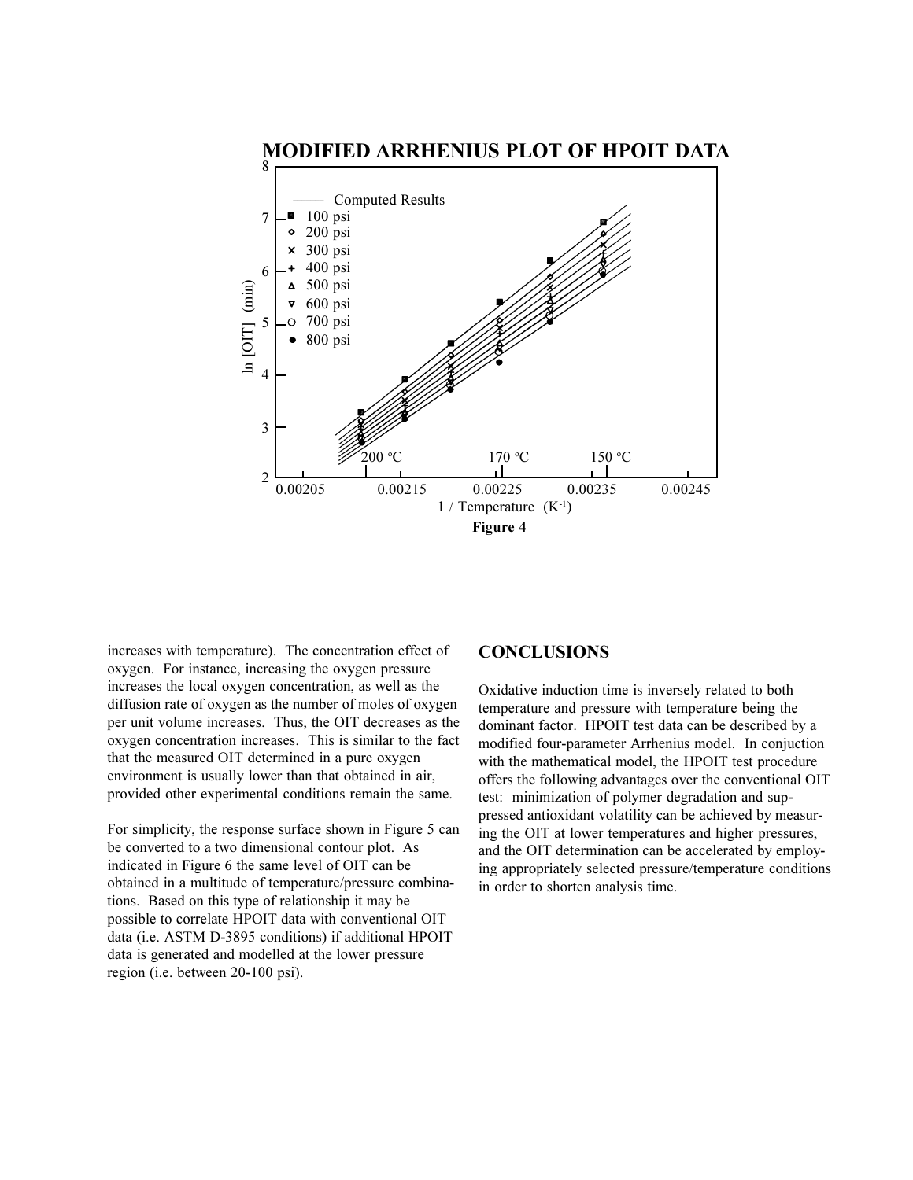**MODIFIED ARRHENIUS PLOT OF HPOIT DATA**

**Figure 4**

increases with temperature). The concentration effect of oxygen. For instance, increasing the oxygen pressure increases the local oxygen concentration, as well as the diffusion rate of oxygen as the number of moles of oxygen per unit volume increases. Thus, the OIT decreases as the oxygen concentration increases. This is similar to the fact that the measured OIT determined in a pure oxygen environment is usually lower than that obtained in air, provided other experimental conditions remain the same.

For simplicity, the response surface shown in Figure 5 can be converted to a two dimensional contour plot. As indicated in Figure 6 the same level of OIT can be obtained in a multitude of temperature/pressure combinations. Based on this type of relationship it may be possible to correlate HPOIT data with conventional OIT data (i.e. ASTM D-3895 conditions) if additional HPOIT data is generated and modelled at the lower pressure region (i.e. between 20-100 psi).

## CONCLUSIONS

Oxidative induction time is inversely related to both temperature and pressure with temperature being the dominant factor. HPOIT test data can be described by a modified four-parameter Arrhenius model. In conjuction with the mathematical model, the HPOIT test procedure offers the following advantages over the conventional OIT test: minimization of polymer degradation and suppressed antioxidant volatility can be achieved by measuring the OIT at lower temperatures and higher pressures, and the OIT determination can be accelerated by employing appropriately selected pressure/temperature conditions in order to shorten analysis time.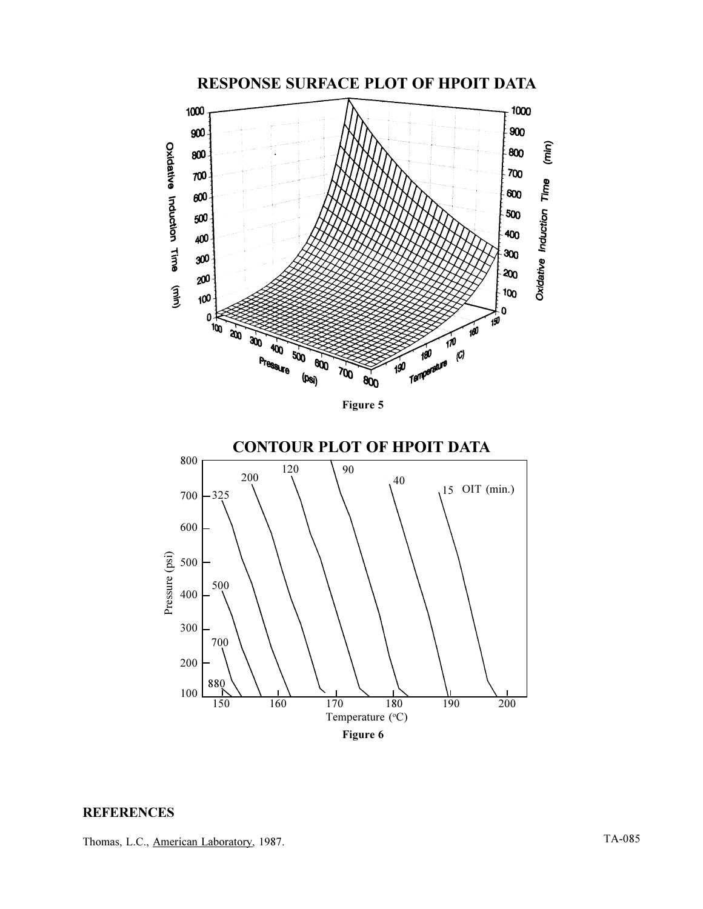RESPONSE SURFACE PLOT OF HPOIT DATA

Oxidative Induction Time (min)

1000
900
800
700
600
500
400
300
200
100
0

Pressure (psi)

100 200 300 400 500 600 700 800

Temperature (C)

150 160 170 180 190

**Figure 5**

CONTOUR PLOT OF HPOIT DATA

Pressure (psi)

800
700
600
500
400
300
200
100

Temperature (°C)

150 160 170 180 190 200

OIT (min.)

880 700 500 325 200 120 90 40 15

**Figure 6**

## REFERENCES

Thomas, L.C., American Laboratory, 1987.

TA-085